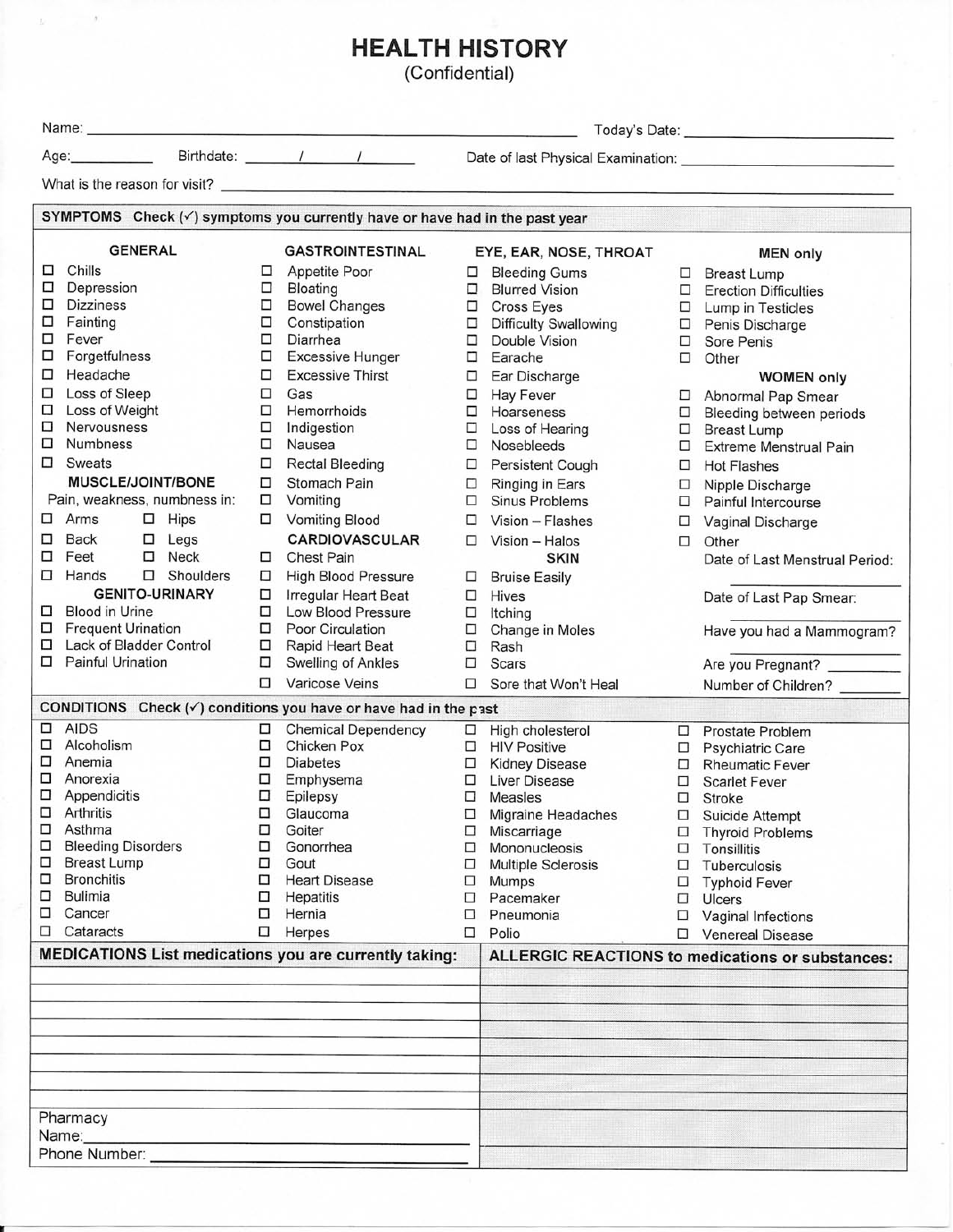# HEALTH HISTORY

(Confidential)

Name: ______________________________ Today's Date: ______________

Age: __________ Birthdate: ____/____/____ Date of last Physical Examination: ______________

What is the reason for visit? ______________________________

## SYMPTOMS Check (✓) symptoms you currently have or have had in the past year

### GENERAL

- ☐ Chills
- ☐ Depression
- ☐ Dizziness
- ☐ Fainting
- ☐ Fever
- ☐ Forgetfulness
- ☐ Headache
- ☐ Loss of Sleep
- ☐ Loss of Weight
- ☐ Nervousness
- ☐ Numbness
- ☐ Sweats

### MUSCLE/JOINT/BONE

Pain, weakness, numbness in:

- ☐ Arms
- ☐ Hips
- ☐ Back
- ☐ Legs
- ☐ Feet
- ☐ Neck
- ☐ Hands
- ☐ Shoulders

### GENITO-URINARY

- ☐ Blood in Urine
- ☐ Frequent Urination
- ☐ Lack of Bladder Control
- ☐ Painful Urination

### GASTROINTESTINAL

- ☐ Appetite Poor
- ☐ Bloating
- ☐ Bowel Changes
- ☐ Constipation
- ☐ Diarrhea
- ☐ Excessive Hunger
- ☐ Excessive Thirst
- ☐ Gas
- ☐ Hemorrhoids
- ☐ Indigestion
- ☐ Nausea
- ☐ Rectal Bleeding
- ☐ Stomach Pain
- ☐ Vomiting
- ☐ Vomiting Blood

### CARDIOVASCULAR

- ☐ Chest Pain
- ☐ High Blood Pressure
- ☐ Irregular Heart Beat
- ☐ Low Blood Pressure
- ☐ Poor Circulation
- ☐ Rapid Heart Beat
- ☐ Swelling of Ankles
- ☐ Varicose Veins

### EYE, EAR, NOSE, THROAT

- ☐ Bleeding Gums
- ☐ Blurred Vision
- ☐ Cross Eyes
- ☐ Difficulty Swallowing
- ☐ Double Vision
- ☐ Earache
- ☐ Ear Discharge
- ☐ Hay Fever
- ☐ Hoarseness
- ☐ Loss of Hearing
- ☐ Nosebleeds
- ☐ Persistent Cough
- ☐ Ringing in Ears
- ☐ Sinus Problems
- ☐ Vision – Flashes
- ☐ Vision – Halos

### SKIN

- ☐ Bruise Easily
- ☐ Hives
- ☐ Itching
- ☐ Change in Moles
- ☐ Rash
- ☐ Scars
- ☐ Sore that Won't Heal

### MEN only

- ☐ Breast Lump
- ☐ Erection Difficulties
- ☐ Lump in Testicles
- ☐ Penis Discharge
- ☐ Sore Penis
- ☐ Other

### WOMEN only

- ☐ Abnormal Pap Smear
- ☐ Bleeding between periods
- ☐ Breast Lump
- ☐ Extreme Menstrual Pain
- ☐ Hot Flashes
- ☐ Nipple Discharge
- ☐ Painful Intercourse
- ☐ Vaginal Discharge
- ☐ Other

Date of Last Menstrual Period: ______________

Date of Last Pap Smear: ______________

Have you had a Mammogram? ______________

Are you Pregnant? ________

Number of Children? ________

## CONDITIONS Check (✓) conditions you have or have had in the past

- ☐ AIDS
- ☐ Alcoholism
- ☐ Anemia
- ☐ Anorexia
- ☐ Appendicitis
- ☐ Arthritis
- ☐ Asthma
- ☐ Bleeding Disorders
- ☐ Breast Lump
- ☐ Bronchitis
- ☐ Bulimia
- ☐ Cancer
- ☐ Cataracts
- ☐ Chemical Dependency
- ☐ Chicken Pox
- ☐ Diabetes
- ☐ Emphysema
- ☐ Epilepsy
- ☐ Glaucoma
- ☐ Goiter
- ☐ Gonorrhea
- ☐ Gout
- ☐ Heart Disease
- ☐ Hepatitis
- ☐ Hernia
- ☐ Herpes
- ☐ High cholesterol
- ☐ HIV Positive
- ☐ Kidney Disease
- ☐ Liver Disease
- ☐ Measles
- ☐ Migraine Headaches
- ☐ Miscarriage
- ☐ Mononucleosis
- ☐ Multiple Sclerosis
- ☐ Mumps
- ☐ Pacemaker
- ☐ Pneumonia
- ☐ Polio
- ☐ Prostate Problem
- ☐ Psychiatric Care
- ☐ Rheumatic Fever
- ☐ Scarlet Fever
- ☐ Stroke
- ☐ Suicide Attempt
- ☐ Thyroid Problems
- ☐ Tonsillitis
- ☐ Tuberculosis
- ☐ Typhoid Fever
- ☐ Ulcers
- ☐ Vaginal Infections
- ☐ Venereal Disease

| MEDICATIONS List medications you are currently taking: | ALLERGIC REACTIONS to medications or substances: |
|---|---|
| | |
| | |
| | |
| | |
| | |
| | |
| | |
| | |
| Pharmacy<br>Name: ______________<br>Phone Number: ______________ | |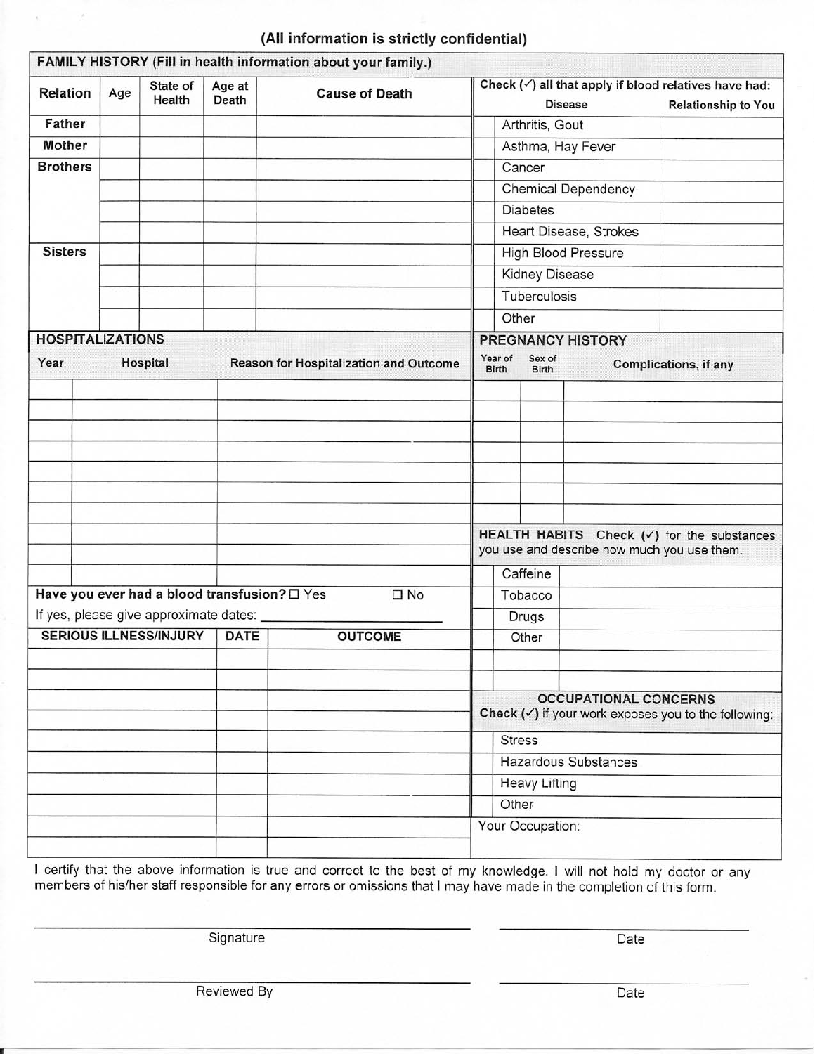(All information is strictly confidential)

## FAMILY HISTORY (Fill in health information about your family.)

| Relation | Age | State of Health | Age at Death | Cause of Death |
|---|---|---|---|---|
| Father | | | | |
| Mother | | | | |
| Brothers | | | | |
| | | | | |
| | | | | |
| | | | | |
| Sisters | | | | |
| | | | | |
| | | | | |
| | | | | |

Check (✓) all that apply if blood relatives have had:

| | Disease | Relationship to You |
|---|---|---|
| | Arthritis, Gout | |
| | Asthma, Hay Fever | |
| | Cancer | |
| | Chemical Dependency | |
| | Diabetes | |
| | Heart Disease, Strokes | |
| | High Blood Pressure | |
| | Kidney Disease | |
| | Tuberculosis | |
| | Other | |

## HOSPITALIZATIONS

| Year | Hospital | Reason for Hospitalization and Outcome |
|---|---|---|
| | | |
| | | |
| | | |
| | | |
| | | |
| | | |
| | | |
| | | |
| | | |
| | | |

Have you ever had a blood transfusion? ☐ Yes ☐ No

If yes, please give approximate dates: ______________________

| SERIOUS ILLNESS/INJURY | DATE | OUTCOME |
|---|---|---|
| | | |
| | | |
| | | |
| | | |
| | | |
| | | |
| | | |
| | | |
| | | |
| | | |

## PREGNANCY HISTORY

| Year of Birth | Sex of Birth | Complications, if any |
|---|---|---|
| | | |
| | | |
| | | |
| | | |
| | | |
| | | |
| | | |

## HEALTH HABITS

Check (✓) for the substances you use and describe how much you use them.

| | Substance | |
|---|---|---|
| | Caffeine | |
| | Tobacco | |
| | Drugs | |
| | Other | |
| | | |
| | | |

## OCCUPATIONAL CONCERNS

Check (✓) if your work exposes you to the following:

| | |
|---|---|
| | Stress |
| | Hazardous Substances |
| | Heavy Lifting |
| | Other |

Your Occupation:

I certify that the above information is true and correct to the best of my knowledge. I will not hold my doctor or any members of his/her staff responsible for any errors or omissions that I may have made in the completion of this form.

______________________________ Signature ______________________________ Date

______________________________ Reviewed By ______________________________ Date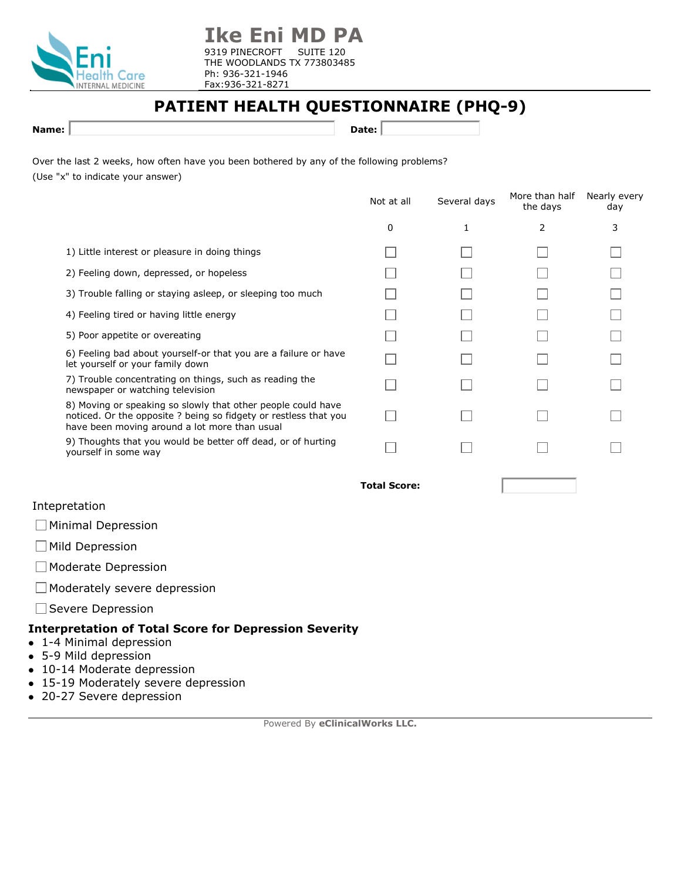# Ike Eni MD PA

9319 PINECROFT SUITE 120
THE WOODLANDS TX 773803485
Ph: 936-321-1946
Fax:936-321-8271

## PATIENT HEALTH QUESTIONNAIRE (PHQ-9)

**Name:** ____________________ **Date:** __________

Over the last 2 weeks, how often have you been bothered by any of the following problems?
(Use "x" to indicate your answer)

| | Not at all | Several days | More than half the days | Nearly every day |
|---|---|---|---|---|
| | 0 | 1 | 2 | 3 |
| 1) Little interest or pleasure in doing things | ☐ | ☐ | ☐ | ☐ |
| 2) Feeling down, depressed, or hopeless | ☐ | ☐ | ☐ | ☐ |
| 3) Trouble falling or staying asleep, or sleeping too much | ☐ | ☐ | ☐ | ☐ |
| 4) Feeling tired or having little energy | ☐ | ☐ | ☐ | ☐ |
| 5) Poor appetite or overeating | ☐ | ☐ | ☐ | ☐ |
| 6) Feeling bad about yourself-or that you are a failure or have let yourself or your family down | ☐ | ☐ | ☐ | ☐ |
| 7) Trouble concentrating on things, such as reading the newspaper or watching television | ☐ | ☐ | ☐ | ☐ |
| 8) Moving or speaking so slowly that other people could have noticed. Or the opposite ? being so fidgety or restless that you have been moving around a lot more than usual | ☐ | ☐ | ☐ | ☐ |
| 9) Thoughts that you would be better off dead, or of hurting yourself in some way | ☐ | ☐ | ☐ | ☐ |

**Total Score:** __________

Intepretation

- ☐ Minimal Depression
- ☐ Mild Depression
- ☐ Moderate Depression
- ☐ Moderately severe depression
- ☐ Severe Depression

**Interpretation of Total Score for Depression Severity**

- 1-4 Minimal depression
- 5-9 Mild depression
- 10-14 Moderate depression
- 15-19 Moderately severe depression
- 20-27 Severe depression

Powered By **eClinicalWorks LLC.**